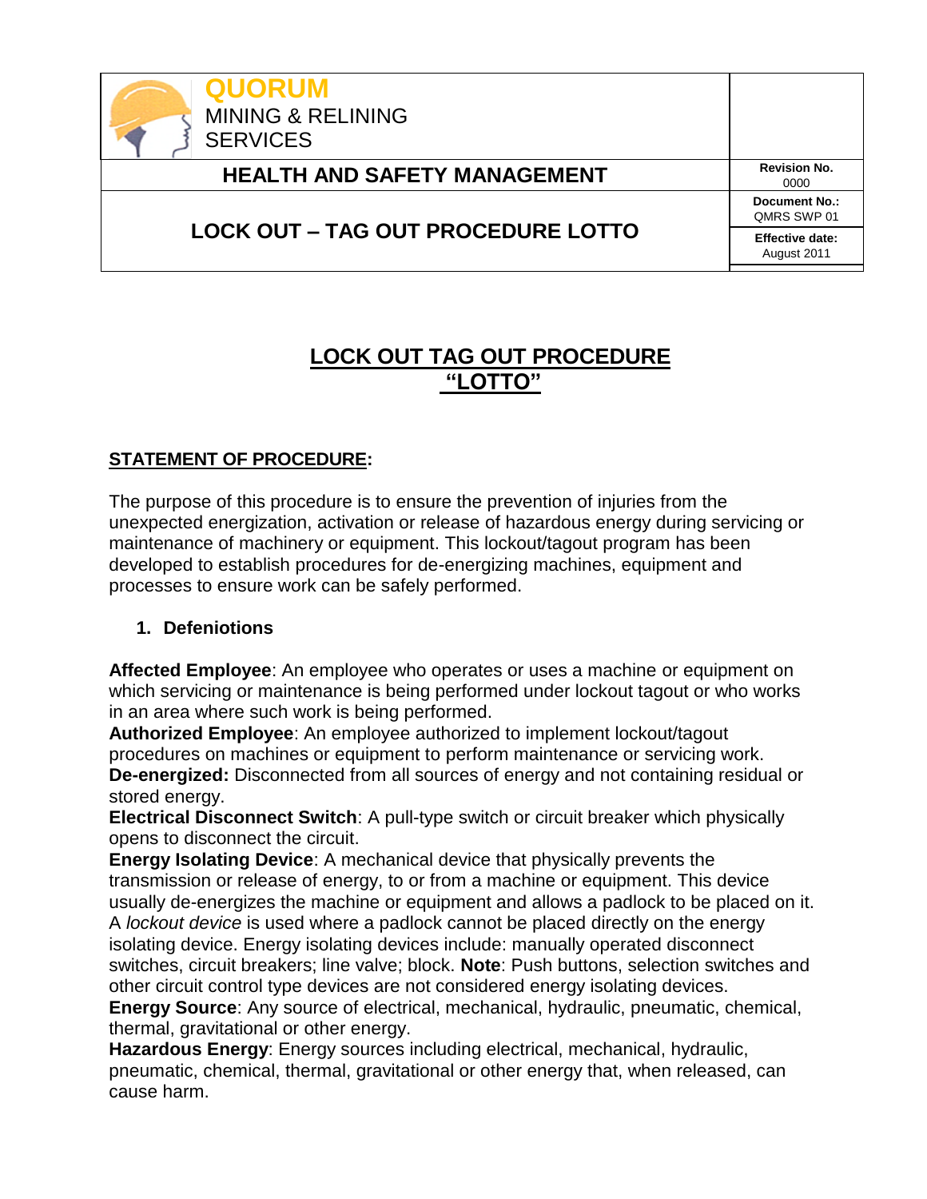| QUORUM MINING & RELINING SERVICES | |
|---|---|
| **HEALTH AND SAFETY MANAGEMENT** | **Revision No.** 0000 |
| **LOCK OUT – TAG OUT PROCEDURE LOTTO** | **Document No.:** QMRS SWP 01 |
| | **Effective date:** August 2011 |

# LOCK OUT TAG OUT PROCEDURE "LOTTO"

## STATEMENT OF PROCEDURE:

The purpose of this procedure is to ensure the prevention of injuries from the unexpected energization, activation or release of hazardous energy during servicing or maintenance of machinery or equipment. This lockout/tagout program has been developed to establish procedures for de-energizing machines, equipment and processes to ensure work can be safely performed.

### 1. Defeniotions

**Affected Employee**: An employee who operates or uses a machine or equipment on which servicing or maintenance is being performed under lockout tagout or who works in an area where such work is being performed.
**Authorized Employee**: An employee authorized to implement lockout/tagout procedures on machines or equipment to perform maintenance or servicing work.
**De-energized:** Disconnected from all sources of energy and not containing residual or stored energy.
**Electrical Disconnect Switch**: A pull-type switch or circuit breaker which physically opens to disconnect the circuit.
**Energy Isolating Device**: A mechanical device that physically prevents the transmission or release of energy, to or from a machine or equipment. This device usually de-energizes the machine or equipment and allows a padlock to be placed on it. A *lockout device* is used where a padlock cannot be placed directly on the energy isolating device. Energy isolating devices include: manually operated disconnect switches, circuit breakers; line valve; block. **Note**: Push buttons, selection switches and other circuit control type devices are not considered energy isolating devices.
**Energy Source**: Any source of electrical, mechanical, hydraulic, pneumatic, chemical, thermal, gravitational or other energy.
**Hazardous Energy**: Energy sources including electrical, mechanical, hydraulic, pneumatic, chemical, thermal, gravitational or other energy that, when released, can cause harm.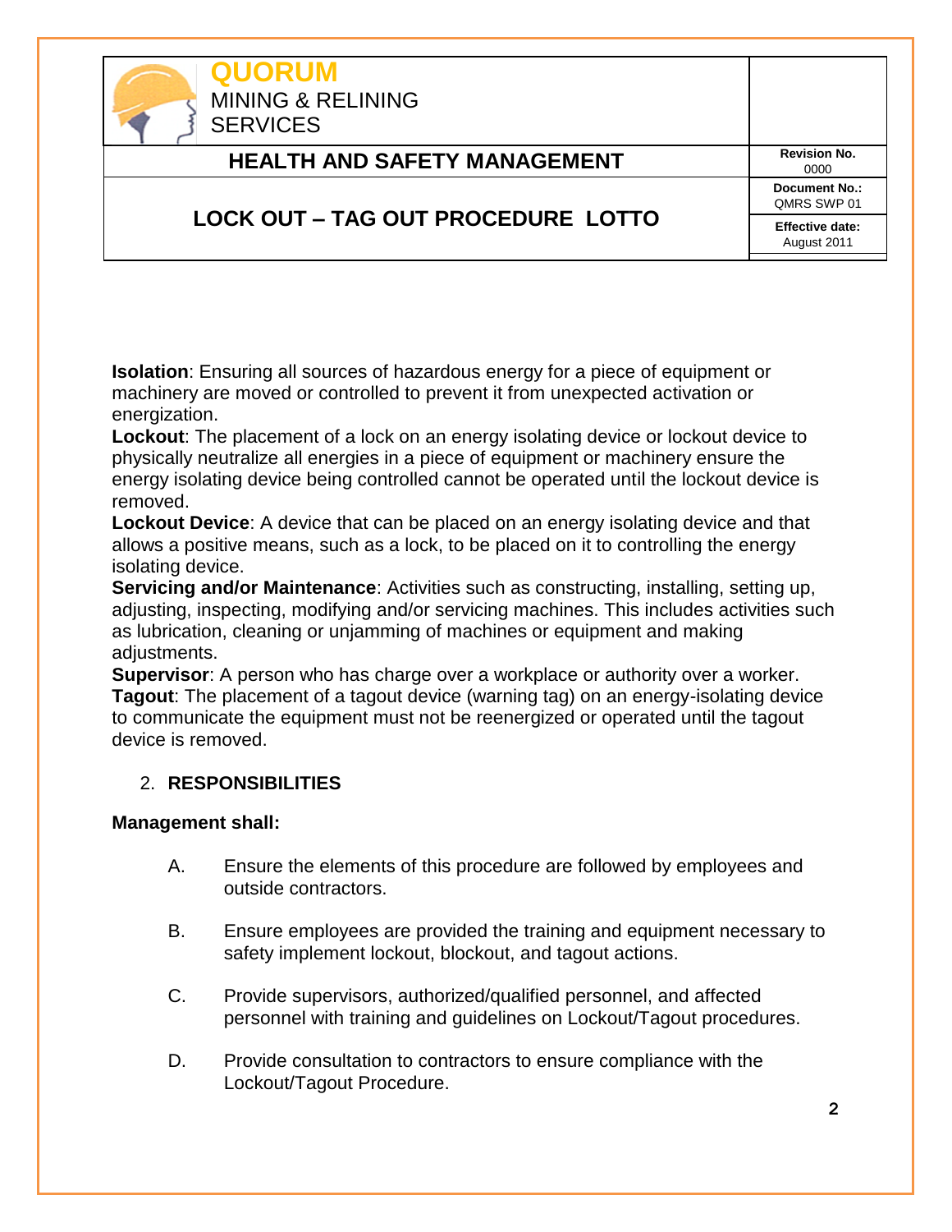**Isolation**: Ensuring all sources of hazardous energy for a piece of equipment or machinery are moved or controlled to prevent it from unexpected activation or energization.
**Lockout**: The placement of a lock on an energy isolating device or lockout device to physically neutralize all energies in a piece of equipment or machinery ensure the energy isolating device being controlled cannot be operated until the lockout device is removed.
**Lockout Device**: A device that can be placed on an energy isolating device and that allows a positive means, such as a lock, to be placed on it to controlling the energy isolating device.
**Servicing and/or Maintenance**: Activities such as constructing, installing, setting up, adjusting, inspecting, modifying and/or servicing machines. This includes activities such as lubrication, cleaning or unjamming of machines or equipment and making adjustments.
**Supervisor**: A person who has charge over a workplace or authority over a worker.
**Tagout**: The placement of a tagout device (warning tag) on an energy-isolating device to communicate the equipment must not be reenergized or operated until the tagout device is removed.

## 2. RESPONSIBILITIES

**Management shall:**

A. Ensure the elements of this procedure are followed by employees and outside contractors.

B. Ensure employees are provided the training and equipment necessary to safety implement lockout, blockout, and tagout actions.

C. Provide supervisors, authorized/qualified personnel, and affected personnel with training and guidelines on Lockout/Tagout procedures.

D. Provide consultation to contractors to ensure compliance with the Lockout/Tagout Procedure.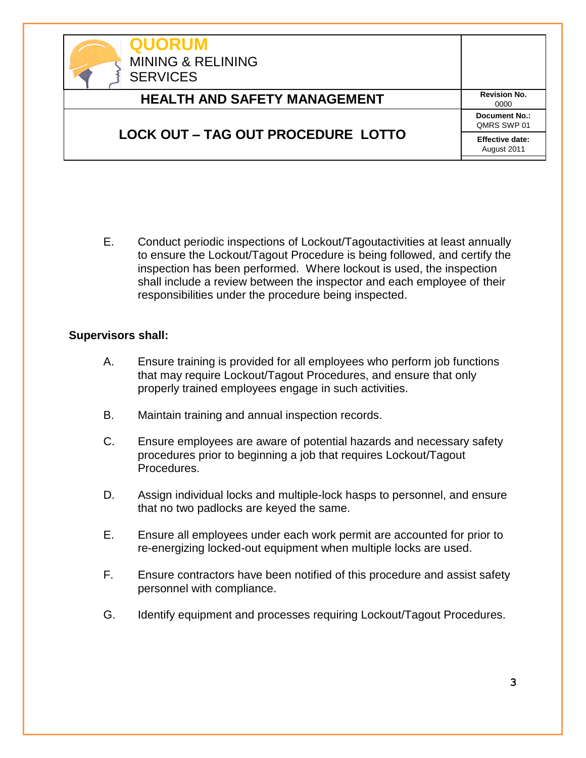E. Conduct periodic inspections of Lockout/Tagoutactivities at least annually to ensure the Lockout/Tagout Procedure is being followed, and certify the inspection has been performed. Where lockout is used, the inspection shall include a review between the inspector and each employee of their responsibilities under the procedure being inspected.

**Supervisors shall:**

A. Ensure training is provided for all employees who perform job functions that may require Lockout/Tagout Procedures, and ensure that only properly trained employees engage in such activities.

B. Maintain training and annual inspection records.

C. Ensure employees are aware of potential hazards and necessary safety procedures prior to beginning a job that requires Lockout/Tagout Procedures.

D. Assign individual locks and multiple-lock hasps to personnel, and ensure that no two padlocks are keyed the same.

E. Ensure all employees under each work permit are accounted for prior to re-energizing locked-out equipment when multiple locks are used.

F. Ensure contractors have been notified of this procedure and assist safety personnel with compliance.

G. Identify equipment and processes requiring Lockout/Tagout Procedures.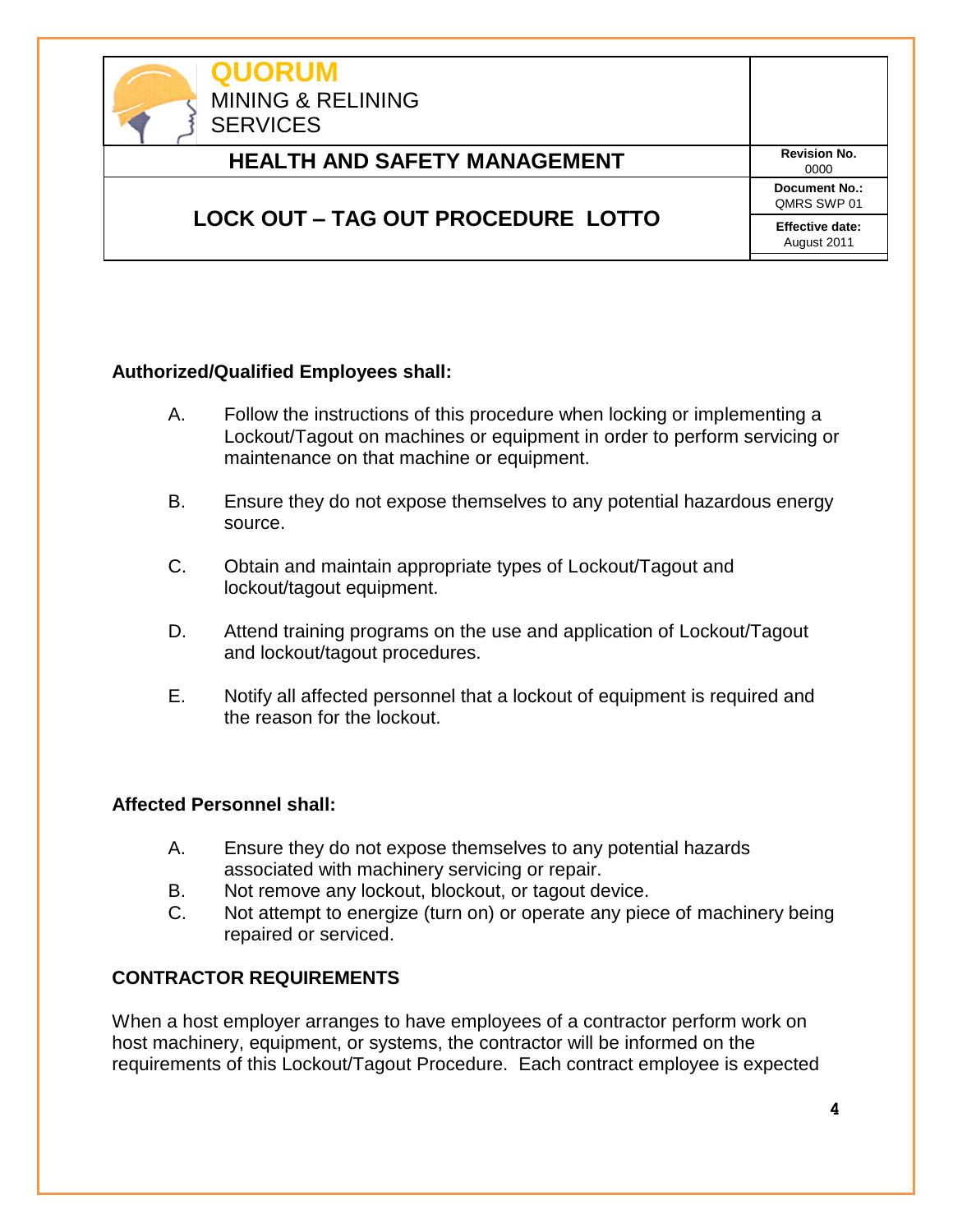**Authorized/Qualified Employees shall:**

A. Follow the instructions of this procedure when locking or implementing a Lockout/Tagout on machines or equipment in order to perform servicing or maintenance on that machine or equipment.

B. Ensure they do not expose themselves to any potential hazardous energy source.

C. Obtain and maintain appropriate types of Lockout/Tagout and lockout/tagout equipment.

D. Attend training programs on the use and application of Lockout/Tagout and lockout/tagout procedures.

E. Notify all affected personnel that a lockout of equipment is required and the reason for the lockout.

**Affected Personnel shall:**

A. Ensure they do not expose themselves to any potential hazards associated with machinery servicing or repair.
B. Not remove any lockout, blockout, or tagout device.
C. Not attempt to energize (turn on) or operate any piece of machinery being repaired or serviced.

**CONTRACTOR REQUIREMENTS**

When a host employer arranges to have employees of a contractor perform work on host machinery, equipment, or systems, the contractor will be informed on the requirements of this Lockout/Tagout Procedure. Each contract employee is expected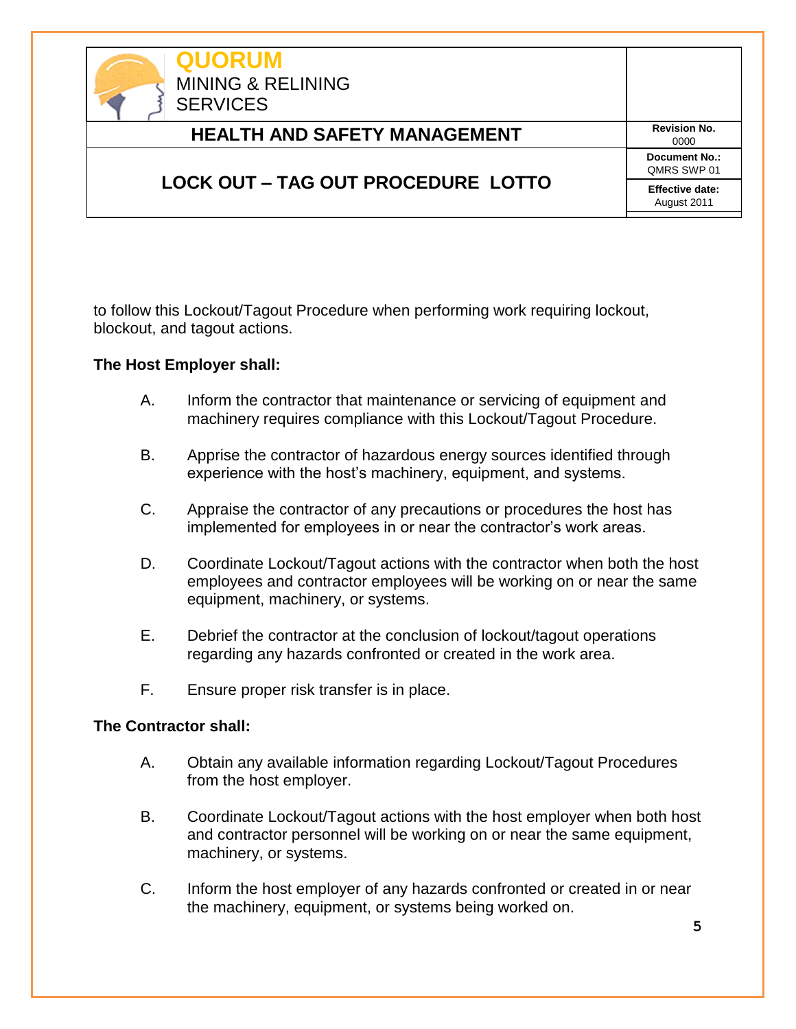to follow this Lockout/Tagout Procedure when performing work requiring lockout, blockout, and tagout actions.

**The Host Employer shall:**

A. Inform the contractor that maintenance or servicing of equipment and machinery requires compliance with this Lockout/Tagout Procedure.

B. Apprise the contractor of hazardous energy sources identified through experience with the host's machinery, equipment, and systems.

C. Appraise the contractor of any precautions or procedures the host has implemented for employees in or near the contractor's work areas.

D. Coordinate Lockout/Tagout actions with the contractor when both the host employees and contractor employees will be working on or near the same equipment, machinery, or systems.

E. Debrief the contractor at the conclusion of lockout/tagout operations regarding any hazards confronted or created in the work area.

F. Ensure proper risk transfer is in place.

**The Contractor shall:**

A. Obtain any available information regarding Lockout/Tagout Procedures from the host employer.

B. Coordinate Lockout/Tagout actions with the host employer when both host and contractor personnel will be working on or near the same equipment, machinery, or systems.

C. Inform the host employer of any hazards confronted or created in or near the machinery, equipment, or systems being worked on.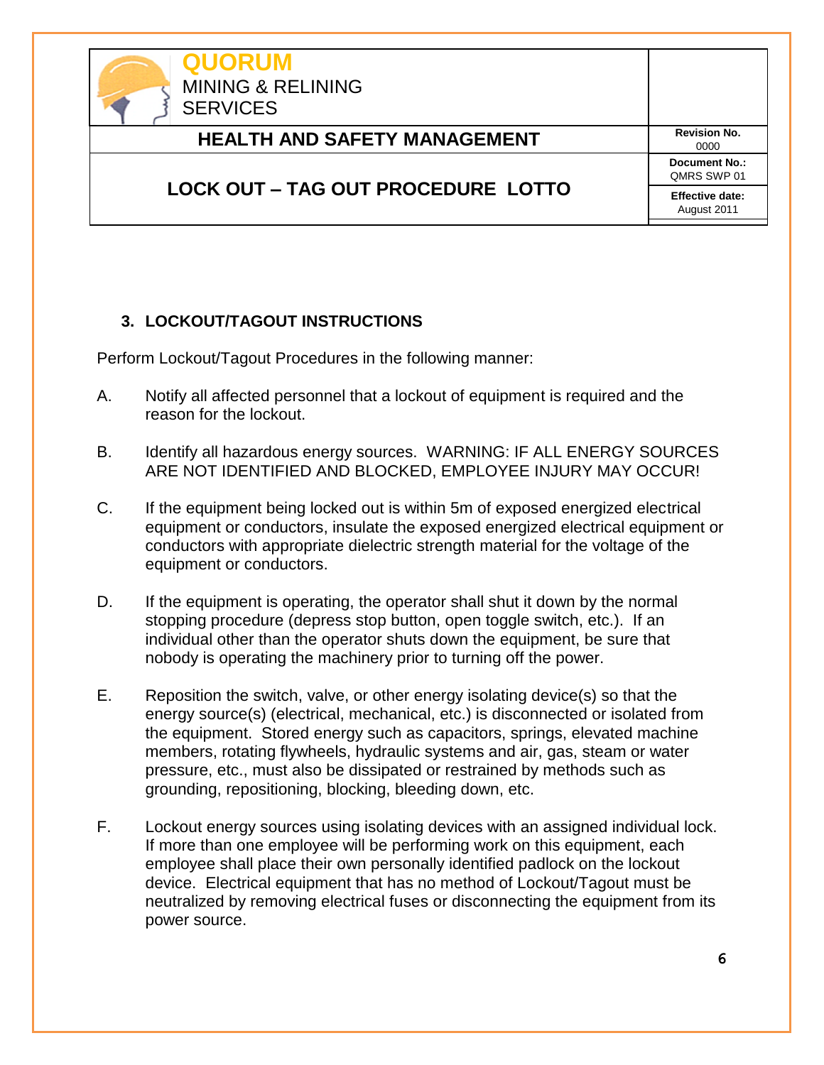## 3. LOCKOUT/TAGOUT INSTRUCTIONS

Perform Lockout/Tagout Procedures in the following manner:

A. Notify all affected personnel that a lockout of equipment is required and the reason for the lockout.

B. Identify all hazardous energy sources. WARNING: IF ALL ENERGY SOURCES ARE NOT IDENTIFIED AND BLOCKED, EMPLOYEE INJURY MAY OCCUR!

C. If the equipment being locked out is within 5m of exposed energized electrical equipment or conductors, insulate the exposed energized electrical equipment or conductors with appropriate dielectric strength material for the voltage of the equipment or conductors.

D. If the equipment is operating, the operator shall shut it down by the normal stopping procedure (depress stop button, open toggle switch, etc.). If an individual other than the operator shuts down the equipment, be sure that nobody is operating the machinery prior to turning off the power.

E. Reposition the switch, valve, or other energy isolating device(s) so that the energy source(s) (electrical, mechanical, etc.) is disconnected or isolated from the equipment. Stored energy such as capacitors, springs, elevated machine members, rotating flywheels, hydraulic systems and air, gas, steam or water pressure, etc., must also be dissipated or restrained by methods such as grounding, repositioning, blocking, bleeding down, etc.

F. Lockout energy sources using isolating devices with an assigned individual lock. If more than one employee will be performing work on this equipment, each employee shall place their own personally identified padlock on the lockout device. Electrical equipment that has no method of Lockout/Tagout must be neutralized by removing electrical fuses or disconnecting the equipment from its power source.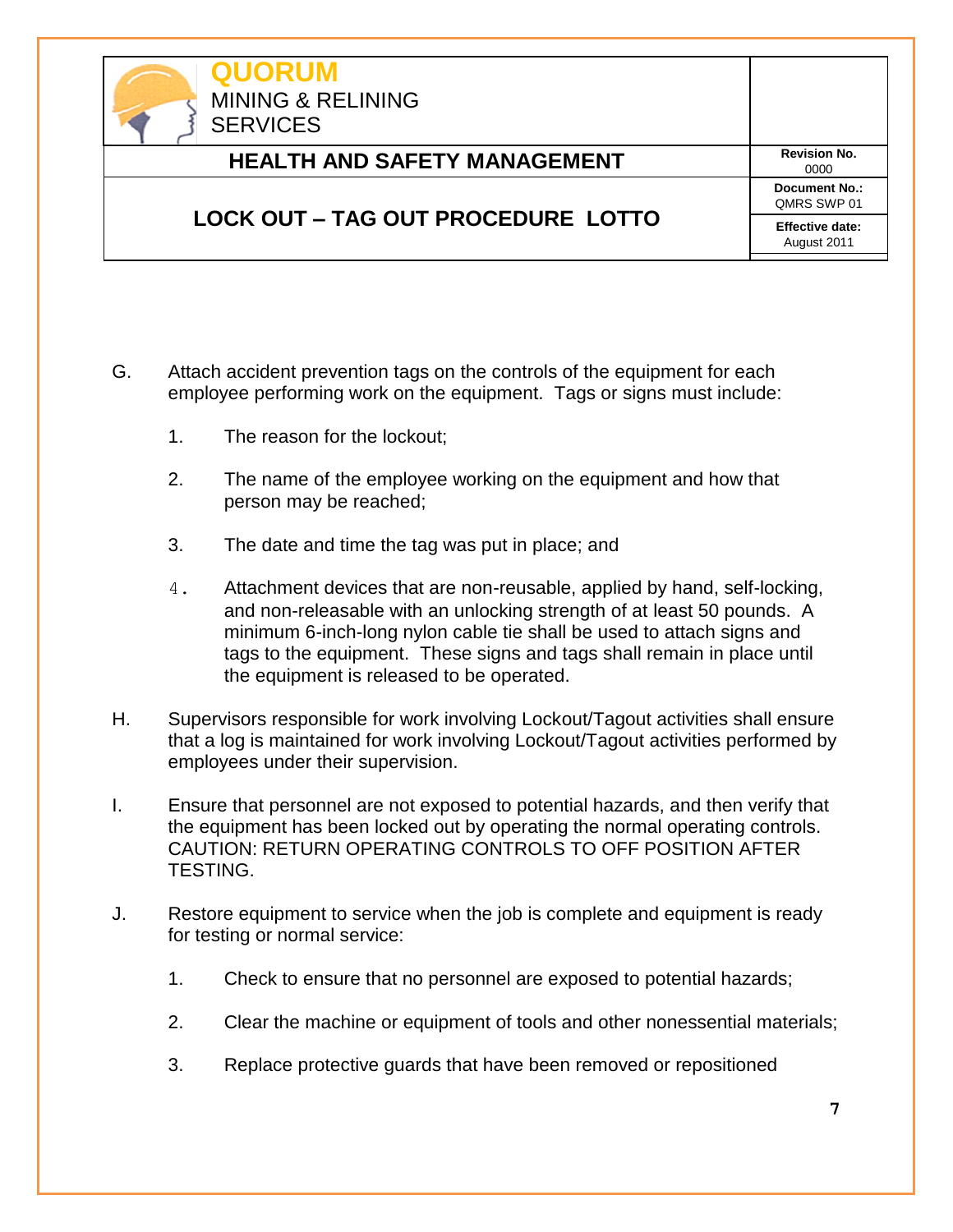G. Attach accident prevention tags on the controls of the equipment for each employee performing work on the equipment. Tags or signs must include:

1. The reason for the lockout;

2. The name of the employee working on the equipment and how that person may be reached;

3. The date and time the tag was put in place; and

4. Attachment devices that are non-reusable, applied by hand, self-locking, and non-releasable with an unlocking strength of at least 50 pounds. A minimum 6-inch-long nylon cable tie shall be used to attach signs and tags to the equipment. These signs and tags shall remain in place until the equipment is released to be operated.

H. Supervisors responsible for work involving Lockout/Tagout activities shall ensure that a log is maintained for work involving Lockout/Tagout activities performed by employees under their supervision.

I. Ensure that personnel are not exposed to potential hazards, and then verify that the equipment has been locked out by operating the normal operating controls. CAUTION: RETURN OPERATING CONTROLS TO OFF POSITION AFTER TESTING.

J. Restore equipment to service when the job is complete and equipment is ready for testing or normal service:

1. Check to ensure that no personnel are exposed to potential hazards;

2. Clear the machine or equipment of tools and other nonessential materials;

3. Replace protective guards that have been removed or repositioned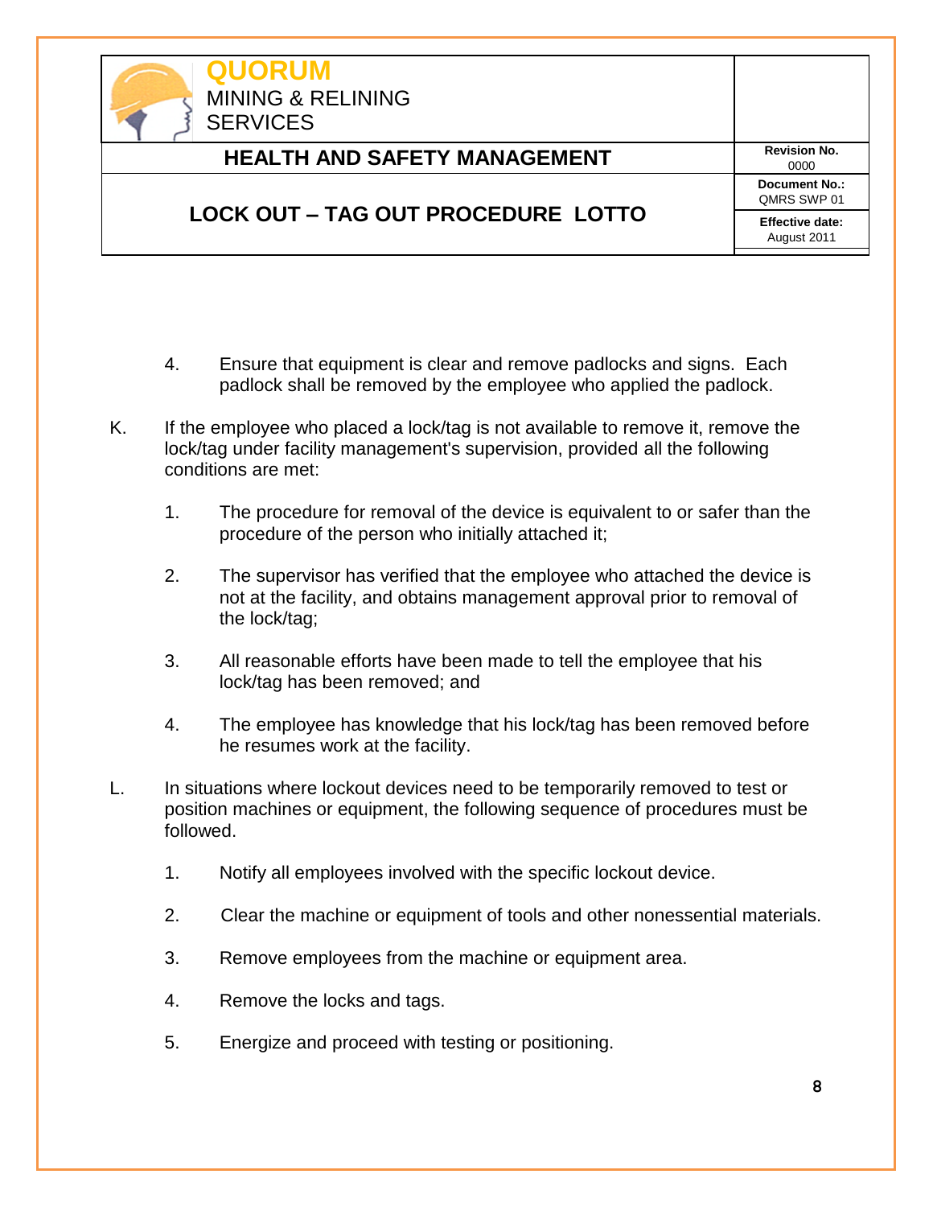4. Ensure that equipment is clear and remove padlocks and signs. Each padlock shall be removed by the employee who applied the padlock.

K. If the employee who placed a lock/tag is not available to remove it, remove the lock/tag under facility management's supervision, provided all the following conditions are met:

   1. The procedure for removal of the device is equivalent to or safer than the procedure of the person who initially attached it;

   2. The supervisor has verified that the employee who attached the device is not at the facility, and obtains management approval prior to removal of the lock/tag;

   3. All reasonable efforts have been made to tell the employee that his lock/tag has been removed; and

   4. The employee has knowledge that his lock/tag has been removed before he resumes work at the facility.

L. In situations where lockout devices need to be temporarily removed to test or position machines or equipment, the following sequence of procedures must be followed.

   1. Notify all employees involved with the specific lockout device.

   2. Clear the machine or equipment of tools and other nonessential materials.

   3. Remove employees from the machine or equipment area.

   4. Remove the locks and tags.

   5. Energize and proceed with testing or positioning.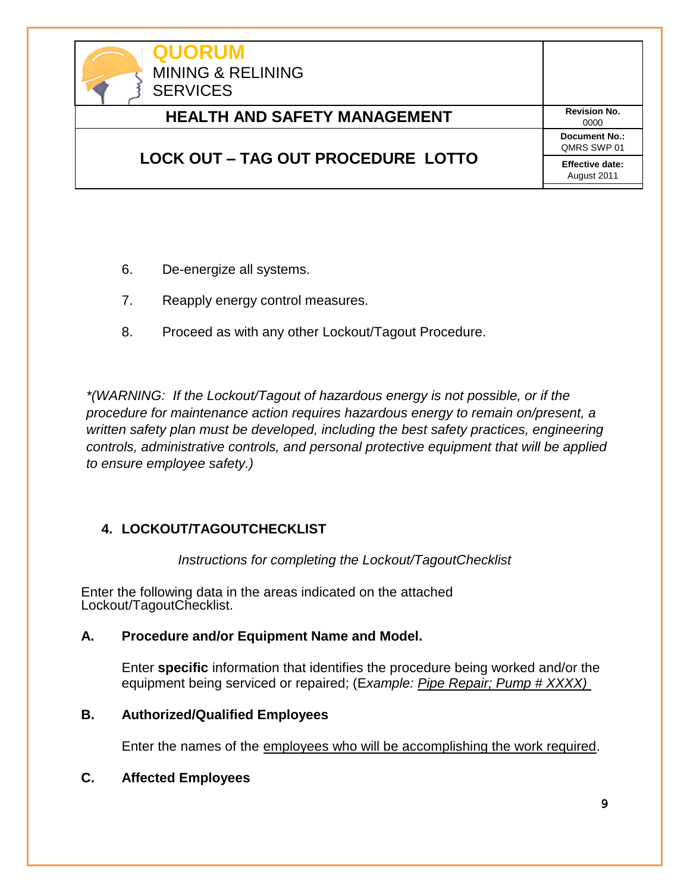6. De-energize all systems.

7. Reapply energy control measures.

8. Proceed as with any other Lockout/Tagout Procedure.

*\*(WARNING: If the Lockout/Tagout of hazardous energy is not possible, or if the procedure for maintenance action requires hazardous energy to remain on/present, a written safety plan must be developed, including the best safety practices, engineering controls, administrative controls, and personal protective equipment that will be applied to ensure employee safety.)*

## 4. LOCKOUT/TAGOUTCHECKLIST

*Instructions for completing the Lockout/TagoutChecklist*

Enter the following data in the areas indicated on the attached Lockout/TagoutChecklist.

**A. Procedure and/or Equipment Name and Model.**

Enter **specific** information that identifies the procedure being worked and/or the equipment being serviced or repaired; (E*xample:* *Pipe Repair; Pump # XXXX)*

**B. Authorized/Qualified Employees**

Enter the names of the employees who will be accomplishing the work required.

**C. Affected Employees**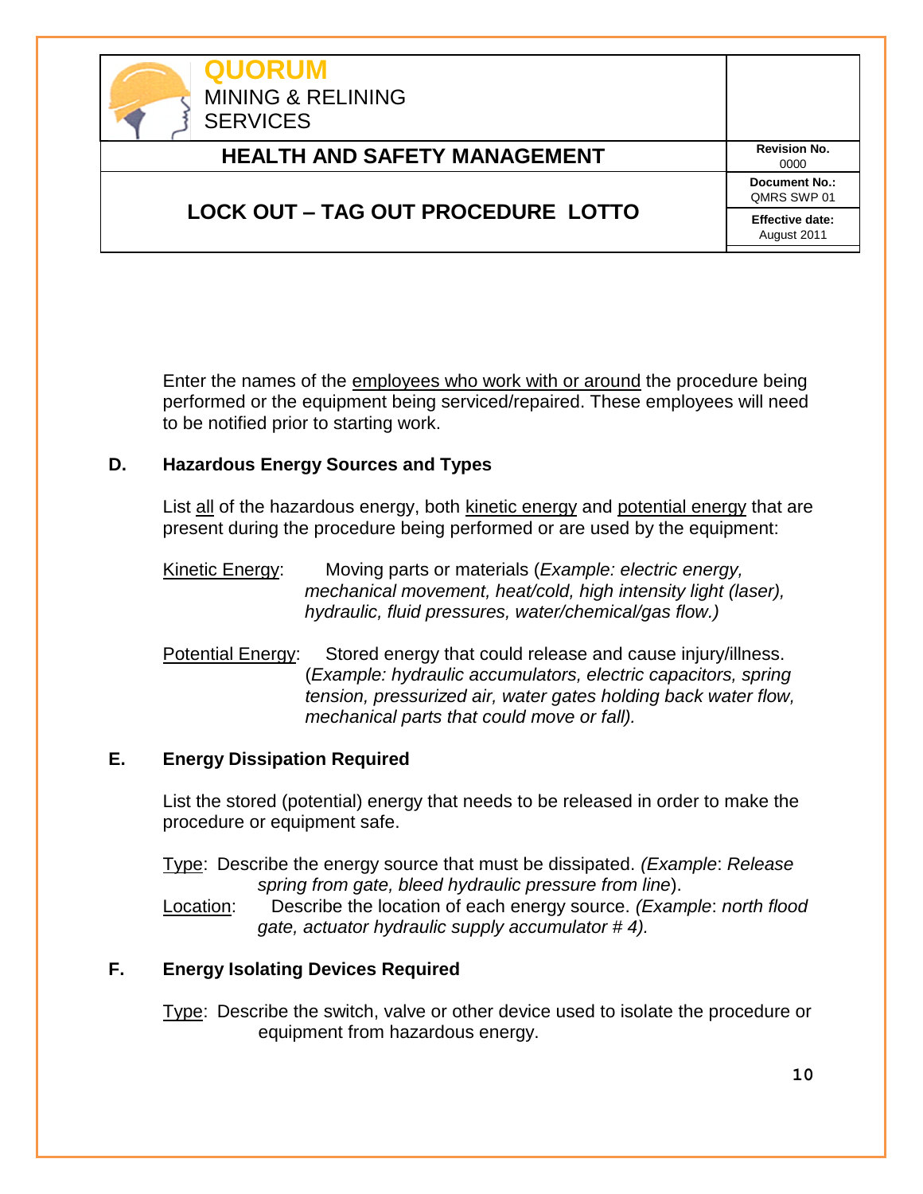Enter the names of the <u>employees who work with or around</u> the procedure being performed or the equipment being serviced/repaired. These employees will need to be notified prior to starting work.

**D. Hazardous Energy Sources and Types**

List <u>all</u> of the hazardous energy, both <u>kinetic energy</u> and <u>potential energy</u> that are present during the procedure being performed or are used by the equipment:

<u>Kinetic Energy</u>: Moving parts or materials (*Example: electric energy, mechanical movement, heat/cold, high intensity light (laser), hydraulic, fluid pressures, water/chemical/gas flow.)*

<u>Potential Energy</u>: Stored energy that could release and cause injury/illness. (*Example: hydraulic accumulators, electric capacitors, spring tension, pressurized air, water gates holding back water flow, mechanical parts that could move or fall).*

**E. Energy Dissipation Required**

List the stored (potential) energy that needs to be released in order to make the procedure or equipment safe.

<u>Type</u>: Describe the energy source that must be dissipated. *(Example: Release spring from gate, bleed hydraulic pressure from line*).

<u>Location</u>: Describe the location of each energy source. *(Example: north flood gate, actuator hydraulic supply accumulator # 4).*

**F. Energy Isolating Devices Required**

<u>Type</u>: Describe the switch, valve or other device used to isolate the procedure or equipment from hazardous energy.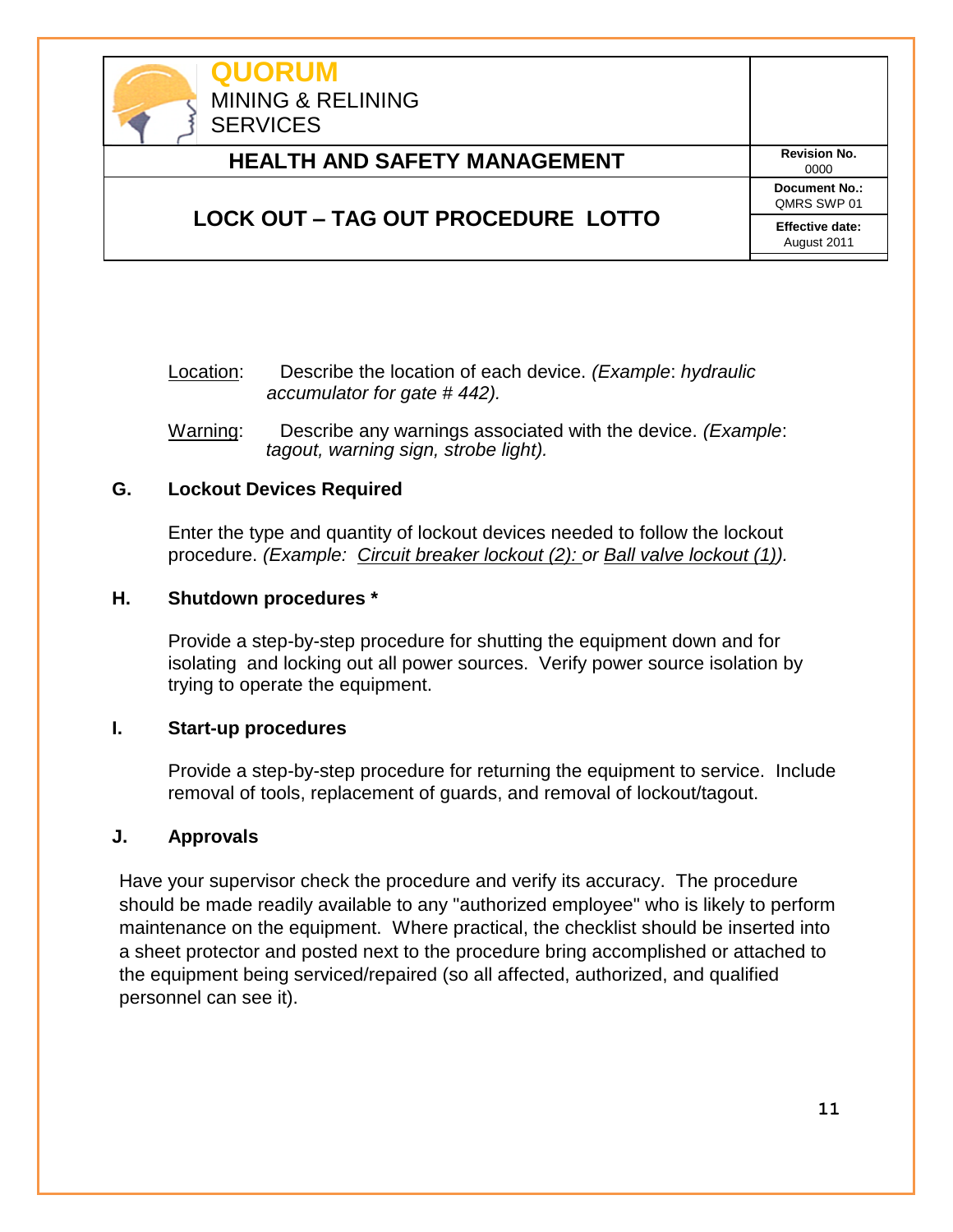Location: Describe the location of each device. *(Example: hydraulic accumulator for gate # 442).*

Warning: Describe any warnings associated with the device. *(Example: tagout, warning sign, strobe light).*

## G. Lockout Devices Required

Enter the type and quantity of lockout devices needed to follow the lockout procedure. *(Example: Circuit breaker lockout (2): or Ball valve lockout (1)).*

## H. Shutdown procedures *

Provide a step-by-step procedure for shutting the equipment down and for isolating and locking out all power sources. Verify power source isolation by trying to operate the equipment.

## I. Start-up procedures

Provide a step-by-step procedure for returning the equipment to service. Include removal of tools, replacement of guards, and removal of lockout/tagout.

## J. Approvals

Have your supervisor check the procedure and verify its accuracy. The procedure should be made readily available to any "authorized employee" who is likely to perform maintenance on the equipment. Where practical, the checklist should be inserted into a sheet protector and posted next to the procedure bring accomplished or attached to the equipment being serviced/repaired (so all affected, authorized, and qualified personnel can see it).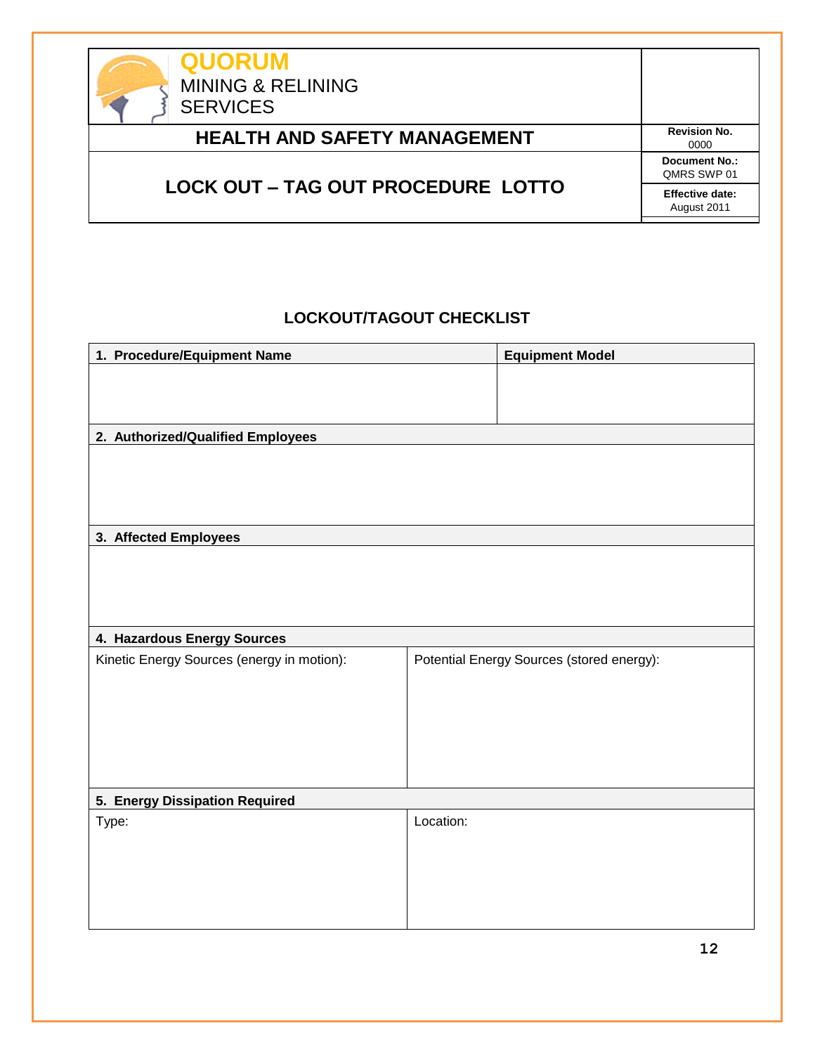| QUORUM MINING & RELINING SERVICES | |
|---|---|
| **HEALTH AND SAFETY MANAGEMENT** | **Revision No.** 0000 |
| **LOCK OUT – TAG OUT PROCEDURE LOTTO** | **Document No.:** QMRS SWP 01 |
| | **Effective date:** August 2011 |

## LOCKOUT/TAGOUT CHECKLIST

| **1. Procedure/Equipment Name** | **Equipment Model** |
|---|---|
| | |
| **2. Authorized/Qualified Employees** | |
| | |
| **3. Affected Employees** | |
| | |
| **4. Hazardous Energy Sources** | |
| Kinetic Energy Sources (energy in motion): | Potential Energy Sources (stored energy): |
| **5. Energy Dissipation Required** | |
| Type: | Location: |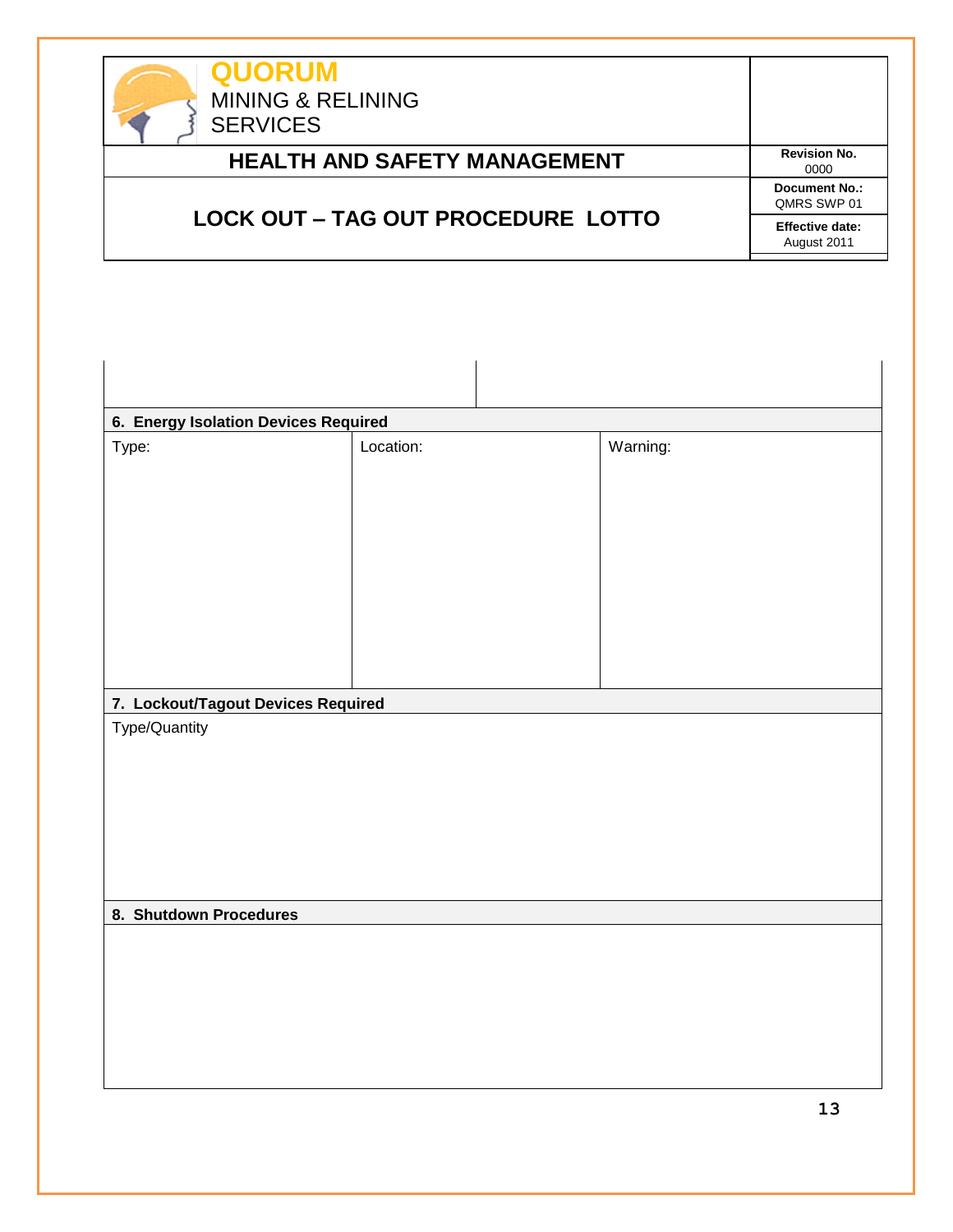| QUORUM MINING & RELINING SERVICES | |
|---|---|
| **HEALTH AND SAFETY MANAGEMENT** | **Revision No.** 0000 |
| **LOCK OUT – TAG OUT PROCEDURE LOTTO** | **Document No.:** QMRS SWP 01 |
| | **Effective date:** August 2011 |

| | |
|---|---|
| | |

**6. Energy Isolation Devices Required**

| Type: | Location: | Warning: |
|---|---|---|
| | | |

**7. Lockout/Tagout Devices Required**

Type/Quantity

**8. Shutdown Procedures**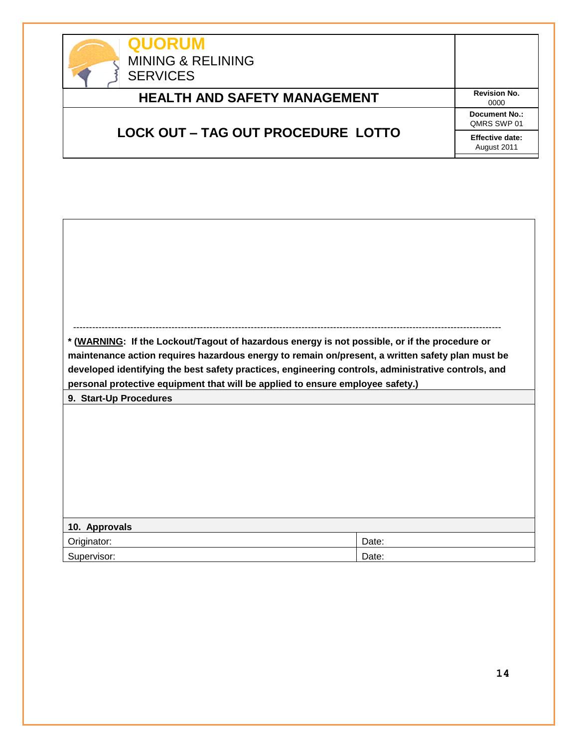| QUORUM MINING & RELINING SERVICES | |
|---|---|
| **HEALTH AND SAFETY MANAGEMENT** | **Revision No.** 0000 |
| **LOCK OUT – TAG OUT PROCEDURE LOTTO** | **Document No.:** QMRS SWP 01 |
| | **Effective date:** August 2011 |

---

**\* (WARNING: If the Lockout/Tagout of hazardous energy is not possible, or if the procedure or maintenance action requires hazardous energy to remain on/present, a written safety plan must be developed identifying the best safety practices, engineering controls, administrative controls, and personal protective equipment that will be applied to ensure employee safety.)**

**9. Start-Up Procedures**

**10. Approvals**

| Originator: | Date: |
|---|---|
| Supervisor: | Date: |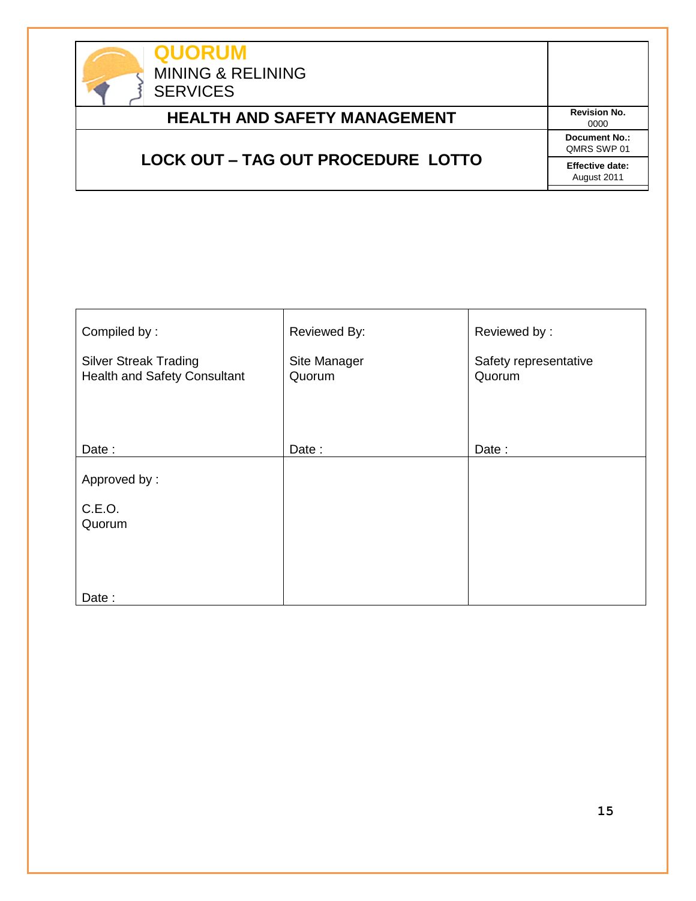**QUORUM**
MINING & RELINING SERVICES

| | |
|---|---|
| **HEALTH AND SAFETY MANAGEMENT** | **Revision No.** 0000 |
| **LOCK OUT – TAG OUT PROCEDURE LOTTO** | **Document No.:** QMRS SWP 01 |
| | **Effective date:** August 2011 |

| | | |
|---|---|---|
| Compiled by :<br><br>Silver Streak Trading<br>Health and Safety Consultant<br><br>Date : | Reviewed By:<br><br>Site Manager<br>Quorum<br><br>Date : | Reviewed by :<br><br>Safety representative<br>Quorum<br><br>Date : |
| Approved by :<br><br>C.E.O.<br>Quorum<br><br>Date : | | |